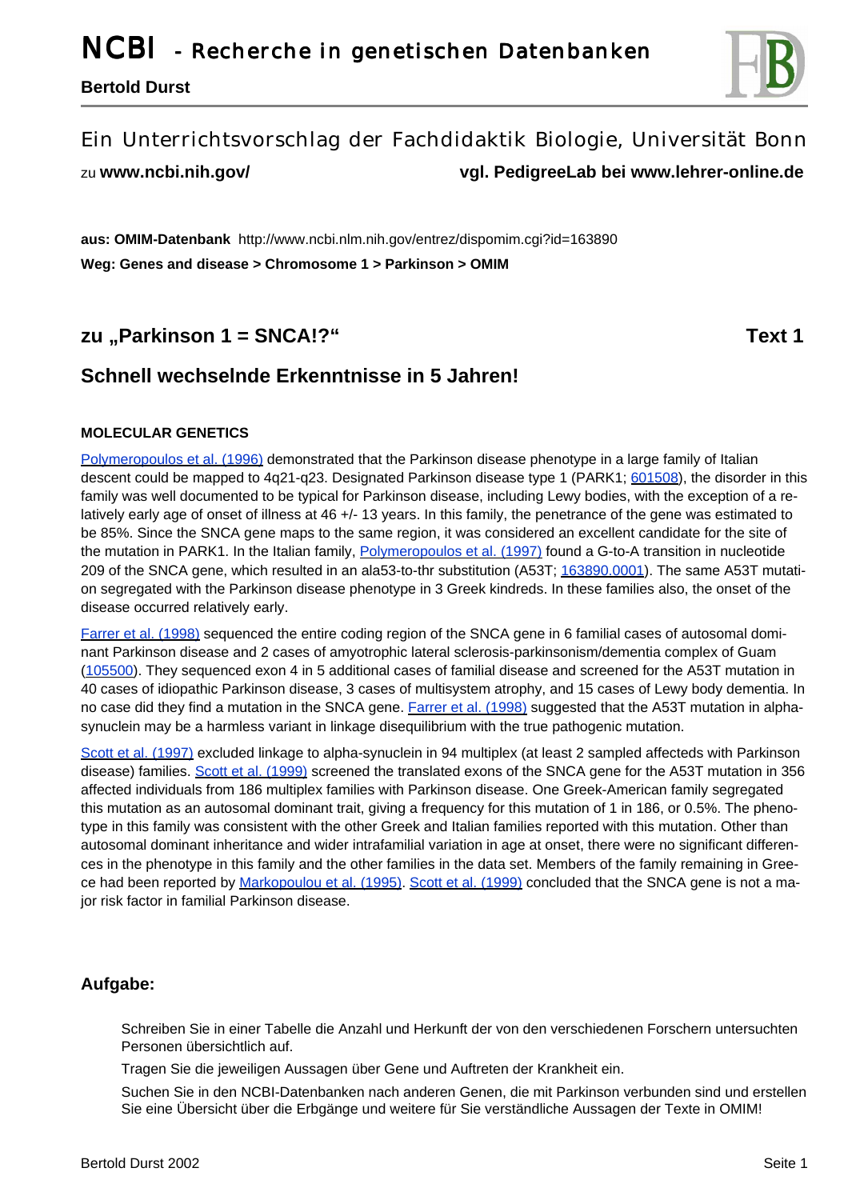# NCBI - Recherche in genetischen Datenbanken

**Bertold Durst**

Ein Unterrichtsvorschlag der Fachdidaktik Biologie, Universität Bonn

zu **www.ncbi.nih.gov/** **vgl. PedigreeLab bei www.lehrer-online.de**

**aus: OMIM-Datenbank** http://www.ncbi.nlm.nih.gov/entrez/dispomim.cgi?id=163890

**Weg: Genes and disease > Chromosome 1 > Parkinson > OMIM**

## zu „Parkinson 1 = SNCA!?" Text 1

## Schnell wechselnde Erkenntnisse in 5 Jahren!

**MOLECULAR GENETICS**

Polymeropoulos et al. (1996) demonstrated that the Parkinson disease phenotype in a large family of Italian descent could be mapped to 4q21-q23. Designated Parkinson disease type 1 (PARK1; 601508), the disorder in this family was well documented to be typical for Parkinson disease, including Lewy bodies, with the exception of a relatively early age of onset of illness at 46 +/- 13 years. In this family, the penetrance of the gene was estimated to be 85%. Since the SNCA gene maps to the same region, it was considered an excellent candidate for the site of the mutation in PARK1. In the Italian family, Polymeropoulos et al. (1997) found a G-to-A transition in nucleotide 209 of the SNCA gene, which resulted in an ala53-to-thr substitution (A53T; 163890.0001). The same A53T mutation segregated with the Parkinson disease phenotype in 3 Greek kindreds. In these families also, the onset of the disease occurred relatively early.

Farrer et al. (1998) sequenced the entire coding region of the SNCA gene in 6 familial cases of autosomal dominant Parkinson disease and 2 cases of amyotrophic lateral sclerosis-parkinsonism/dementia complex of Guam (105500). They sequenced exon 4 in 5 additional cases of familial disease and screened for the A53T mutation in 40 cases of idiopathic Parkinson disease, 3 cases of multisystem atrophy, and 15 cases of Lewy body dementia. In no case did they find a mutation in the SNCA gene. Farrer et al. (1998) suggested that the A53T mutation in alpha-synuclein may be a harmless variant in linkage disequilibrium with the true pathogenic mutation.

Scott et al. (1997) excluded linkage to alpha-synuclein in 94 multiplex (at least 2 sampled affecteds with Parkinson disease) families. Scott et al. (1999) screened the translated exons of the SNCA gene for the A53T mutation in 356 affected individuals from 186 multiplex families with Parkinson disease. One Greek-American family segregated this mutation as an autosomal dominant trait, giving a frequency for this mutation of 1 in 186, or 0.5%. The phenotype in this family was consistent with the other Greek and Italian families reported with this mutation. Other than autosomal dominant inheritance and wider intrafamilial variation in age at onset, there were no significant differences in the phenotype in this family and the other families in the data set. Members of the family remaining in Greece had been reported by Markopoulou et al. (1995). Scott et al. (1999) concluded that the SNCA gene is not a major risk factor in familial Parkinson disease.

### Aufgabe:

Schreiben Sie in einer Tabelle die Anzahl und Herkunft der von den verschiedenen Forschern untersuchten Personen übersichtlich auf.

Tragen Sie die jeweiligen Aussagen über Gene und Auftreten der Krankheit ein.

Suchen Sie in den NCBI-Datenbanken nach anderen Genen, die mit Parkinson verbunden sind und erstellen Sie eine Übersicht über die Erbgänge und weitere für Sie verständliche Aussagen der Texte in OMIM!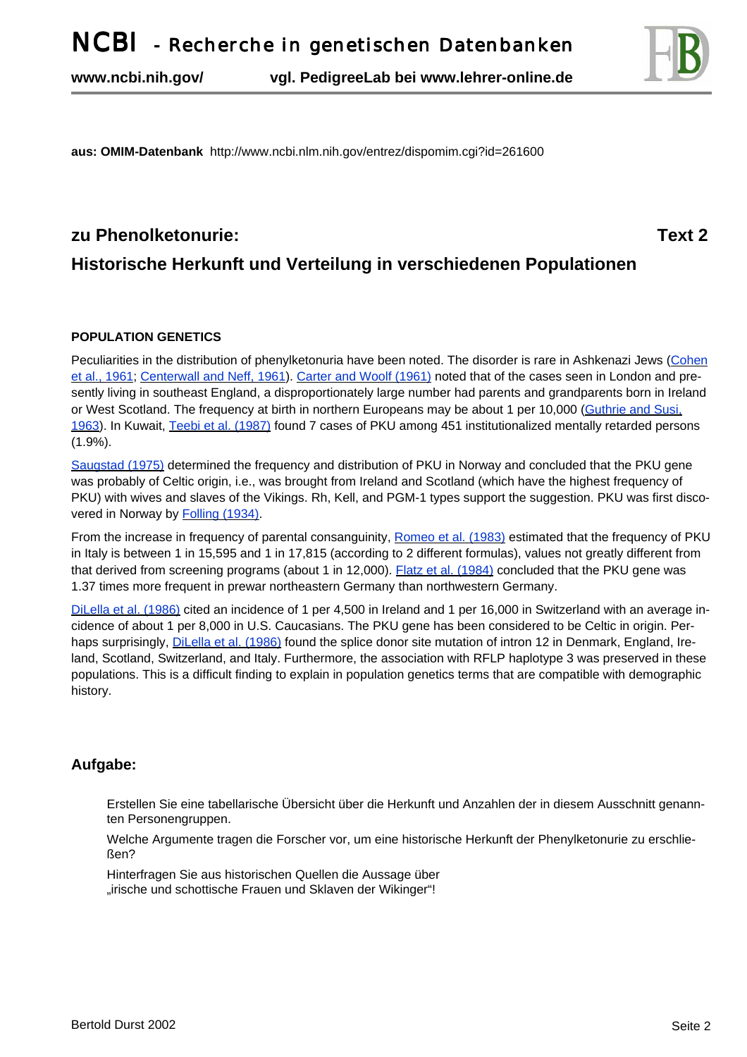**aus: OMIM-Datenbank** http://www.ncbi.nlm.nih.gov/entrez/dispomim.cgi?id=261600

## zu Phenolketonurie: Text 2

## Historische Herkunft und Verteilung in verschiedenen Populationen

**POPULATION GENETICS**

Peculiarities in the distribution of phenylketonuria have been noted. The disorder is rare in Ashkenazi Jews (Cohen et al., 1961; Centerwall and Neff, 1961). Carter and Woolf (1961) noted that of the cases seen in London and presently living in southeast England, a disproportionately large number had parents and grandparents born in Ireland or West Scotland. The frequency at birth in northern Europeans may be about 1 per 10,000 (Guthrie and Susi, 1963). In Kuwait, Teebi et al. (1987) found 7 cases of PKU among 451 institutionalized mentally retarded persons (1.9%).

Saugstad (1975) determined the frequency and distribution of PKU in Norway and concluded that the PKU gene was probably of Celtic origin, i.e., was brought from Ireland and Scotland (which have the highest frequency of PKU) with wives and slaves of the Vikings. Rh, Kell, and PGM-1 types support the suggestion. PKU was first discovered in Norway by Folling (1934).

From the increase in frequency of parental consanguinity, Romeo et al. (1983) estimated that the frequency of PKU in Italy is between 1 in 15,595 and 1 in 17,815 (according to 2 different formulas), values not greatly different from that derived from screening programs (about 1 in 12,000). Flatz et al. (1984) concluded that the PKU gene was 1.37 times more frequent in prewar northeastern Germany than northwestern Germany.

DiLella et al. (1986) cited an incidence of 1 per 4,500 in Ireland and 1 per 16,000 in Switzerland with an average incidence of about 1 per 8,000 in U.S. Caucasians. The PKU gene has been considered to be Celtic in origin. Perhaps surprisingly, DiLella et al. (1986) found the splice donor site mutation of intron 12 in Denmark, England, Ireland, Scotland, Switzerland, and Italy. Furthermore, the association with RFLP haplotype 3 was preserved in these populations. This is a difficult finding to explain in population genetics terms that are compatible with demographic history.

### Aufgabe:

Erstellen Sie eine tabellarische Übersicht über die Herkunft und Anzahlen der in diesem Ausschnitt genannten Personengruppen.

Welche Argumente tragen die Forscher vor, um eine historische Herkunft der Phenylketonurie zu erschließen?

Hinterfragen Sie aus historischen Quellen die Aussage über „irische und schottische Frauen und Sklaven der Wikinger“!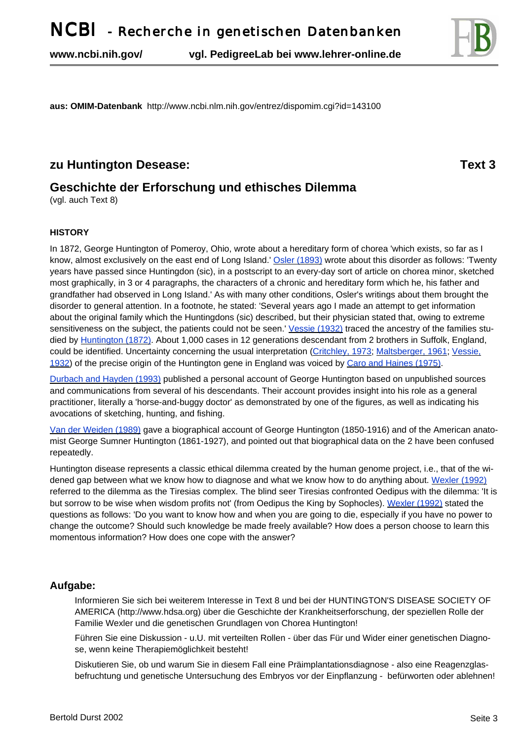aus: **OMIM-Datenbank** http://www.ncbi.nlm.nih.gov/entrez/dispomim.cgi?id=143100

## zu Huntington Desease: Text 3

## Geschichte der Erforschung und ethisches Dilemma

(vgl. auch Text 8)

### HISTORY

In 1872, George Huntington of Pomeroy, Ohio, wrote about a hereditary form of chorea 'which exists, so far as I know, almost exclusively on the east end of Long Island.' Osler (1893) wrote about this disorder as follows: 'Twenty years have passed since Huntingdon (sic), in a postscript to an every-day sort of article on chorea minor, sketched most graphically, in 3 or 4 paragraphs, the characters of a chronic and hereditary form which he, his father and grandfather had observed in Long Island.' As with many other conditions, Osler's writings about them brought the disorder to general attention. In a footnote, he stated: 'Several years ago I made an attempt to get information about the original family which the Huntingdons (sic) described, but their physician stated that, owing to extreme sensitiveness on the subject, the patients could not be seen.' Vessie (1932) traced the ancestry of the families studied by Huntington (1872). About 1,000 cases in 12 generations descendant from 2 brothers in Suffolk, England, could be identified. Uncertainty concerning the usual interpretation (Critchley, 1973; Maltsberger, 1961; Vessie, 1932) of the precise origin of the Huntington gene in England was voiced by Caro and Haines (1975).

Durbach and Hayden (1993) published a personal account of George Huntington based on unpublished sources and communications from several of his descendants. Their account provides insight into his role as a general practitioner, literally a 'horse-and-buggy doctor' as demonstrated by one of the figures, as well as indicating his avocations of sketching, hunting, and fishing.

Van der Weiden (1989) gave a biographical account of George Huntington (1850-1916) and of the American anatomist George Sumner Huntington (1861-1927), and pointed out that biographical data on the 2 have been confused repeatedly.

Huntington disease represents a classic ethical dilemma created by the human genome project, i.e., that of the widened gap between what we know how to diagnose and what we know how to do anything about. Wexler (1992) referred to the dilemma as the Tiresias complex. The blind seer Tiresias confronted Oedipus with the dilemma: 'It is but sorrow to be wise when wisdom profits not' (from Oedipus the King by Sophocles). Wexler (1992) stated the questions as follows: 'Do you want to know how and when you are going to die, especially if you have no power to change the outcome? Should such knowledge be made freely available? How does a person choose to learn this momentous information? How does one cope with the answer?

### Aufgabe:

Informieren Sie sich bei weiterem Interesse in Text 8 und bei der HUNTINGTON'S DISEASE SOCIETY OF AMERICA (http://www.hdsa.org) über die Geschichte der Krankheitserforschung, der speziellen Rolle der Familie Wexler und die genetischen Grundlagen von Chorea Huntington!

Führen Sie eine Diskussion - u.U. mit verteilten Rollen - über das Für und Wider einer genetischen Diagnose, wenn keine Therapiemöglichkeit besteht!

Diskutieren Sie, ob und warum Sie in diesem Fall eine Präimplantationsdiagnose - also eine Reagenzglasbefruchtung und genetische Untersuchung des Embryos vor der Einpflanzung - befürworten oder ablehnen!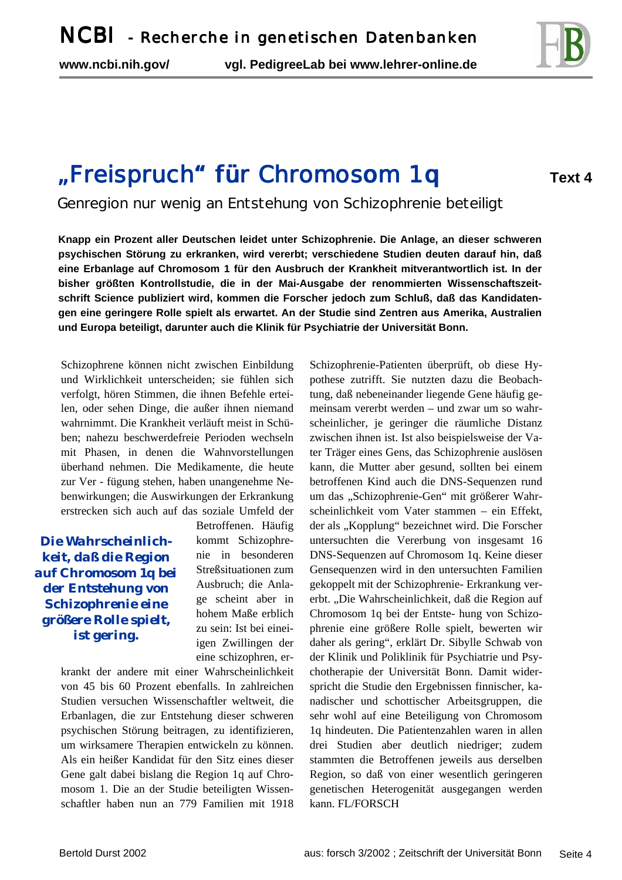# „Freispruch" für Chromosom 1q

**Text 4**

## Genregion nur wenig an Entstehung von Schizophrenie beteiligt

**Knapp ein Prozent aller Deutschen leidet unter Schizophrenie. Die Anlage, an dieser schweren psychischen Störung zu erkranken, wird vererbt; verschiedene Studien deuten darauf hin, daß eine Erbanlage auf Chromosom 1 für den Ausbruch der Krankheit mitverantwortlich ist. In der bisher größten Kontrollstudie, die in der Mai-Ausgabe der renommierten Wissenschaftszeitschrift Science publiziert wird, kommen die Forscher jedoch zum Schluß, daß das Kandidatengen eine geringere Rolle spielt als erwartet. An der Studie sind Zentren aus Amerika, Australien und Europa beteiligt, darunter auch die Klinik für Psychiatrie der Universität Bonn.**

Schizophrene können nicht zwischen Einbildung und Wirklichkeit unterscheiden; sie fühlen sich verfolgt, hören Stimmen, die ihnen Befehle erteilen, oder sehen Dinge, die außer ihnen niemand wahrnimmt. Die Krankheit verläuft meist in Schüben; nahezu beschwerdefreie Perioden wechseln mit Phasen, in denen die Wahnvorstellungen überhand nehmen. Die Medikamente, die heute zur Ver - fügung stehen, haben unangenehme Nebenwirkungen; die Auswirkungen der Erkrankung erstrecken sich auch auf das soziale Umfeld der Betroffenen. Häufig kommt Schizophrenie in besonderen Streßsituationen zum Ausbruch; die Anlage scheint aber in hohem Maße erblich zu sein: Ist bei eineiigen Zwillingen der eine schizophren, erkrankt der andere mit einer Wahrscheinlichkeit von 45 bis 60 Prozent ebenfalls. In zahlreichen Studien versuchen Wissenschaftler weltweit, die Erbanlagen, die zur Entstehung dieser schweren psychischen Störung beitragen, zu identifizieren, um wirksamere Therapien entwickeln zu können. Als ein heißer Kandidat für den Sitz eines dieser Gene galt dabei bislang die Region 1q auf Chromosom 1. Die an der Studie beteiligten Wissenschaftler haben nun an 779 Familien mit 1918 Schizophrenie-Patienten überprüft, ob diese Hypothese zutrifft. Sie nutzten dazu die Beobachtung, daß nebeneinander liegende Gene häufig gemeinsam vererbt werden – und zwar um so wahrscheinlicher, je geringer die räumliche Distanz zwischen ihnen ist. Ist also beispielsweise der Vater Träger eines Gens, das Schizophrenie auslösen kann, die Mutter aber gesund, sollten bei einem betroffenen Kind auch die DNS-Sequenzen rund um das „Schizophrenie-Gen" mit größerer Wahrscheinlichkeit vom Vater stammen – ein Effekt, der als „Kopplung" bezeichnet wird. Die Forscher untersuchten die Vererbung von insgesamt 16 DNS-Sequenzen auf Chromosom 1q. Keine dieser Gensequenzen wird in den untersuchten Familien gekoppelt mit der Schizophrenie- Erkrankung vererbt. „Die Wahrscheinlichkeit, daß die Region auf Chromosom 1q bei der Entste- hung von Schizophrenie eine größere Rolle spielt, bewerten wir daher als gering", erklärt Dr. Sibylle Schwab von der Klinik und Poliklinik für Psychiatrie und Psychotherapie der Universität Bonn. Damit widerspricht die Studie den Ergebnissen finnischer, kanadischer und schottischer Arbeitsgruppen, die sehr wohl auf eine Beteiligung von Chromosom 1q hindeuten. Die Patientenzahlen waren in allen drei Studien aber deutlich niedriger; zudem stammten die Betroffenen jeweils aus derselben Region, so daß von einer wesentlich geringeren genetischen Heterogenität ausgegangen werden kann. FL/FORSCH

**Die Wahrscheinlichkeit, daß die Region auf Chromosom 1q bei der Entstehung von Schizophrenie eine größere Rolle spielt, ist gering.**

aus: forsch 3/2002 ; Zeitschrift der Universität Bonn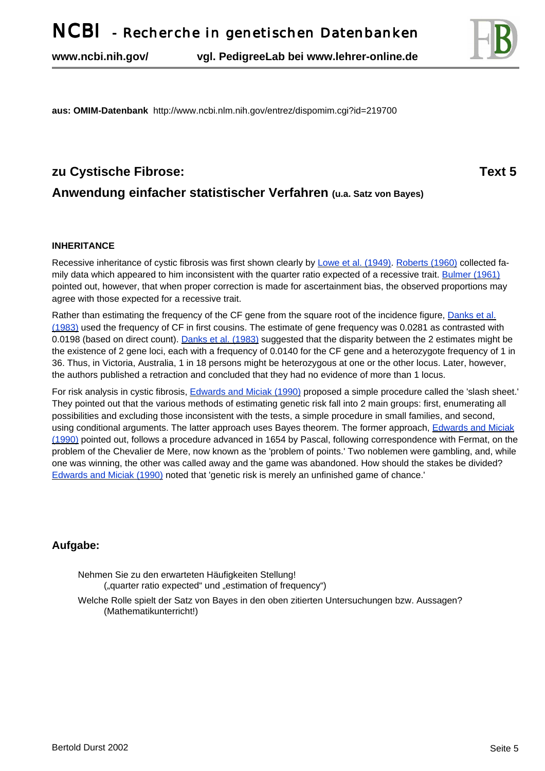aus: **OMIM-Datenbank** http://www.ncbi.nlm.nih.gov/entrez/dispomim.cgi?id=219700

## zu Cystische Fibrose: **Text 5**

## Anwendung einfacher statistischer Verfahren (u.a. Satz von Bayes)

### INHERITANCE

Recessive inheritance of cystic fibrosis was first shown clearly by Lowe et al. (1949). Roberts (1960) collected family data which appeared to him inconsistent with the quarter ratio expected of a recessive trait. Bulmer (1961) pointed out, however, that when proper correction is made for ascertainment bias, the observed proportions may agree with those expected for a recessive trait.

Rather than estimating the frequency of the CF gene from the square root of the incidence figure, Danks et al. (1983) used the frequency of CF in first cousins. The estimate of gene frequency was 0.0281 as contrasted with 0.0198 (based on direct count). Danks et al. (1983) suggested that the disparity between the 2 estimates might be the existence of 2 gene loci, each with a frequency of 0.0140 for the CF gene and a heterozygote frequency of 1 in 36. Thus, in Victoria, Australia, 1 in 18 persons might be heterozygous at one or the other locus. Later, however, the authors published a retraction and concluded that they had no evidence of more than 1 locus.

For risk analysis in cystic fibrosis, Edwards and Miciak (1990) proposed a simple procedure called the 'slash sheet.' They pointed out that the various methods of estimating genetic risk fall into 2 main groups: first, enumerating all possibilities and excluding those inconsistent with the tests, a simple procedure in small families, and second, using conditional arguments. The latter approach uses Bayes theorem. The former approach, Edwards and Miciak (1990) pointed out, follows a procedure advanced in 1654 by Pascal, following correspondence with Fermat, on the problem of the Chevalier de Mere, now known as the 'problem of points.' Two noblemen were gambling, and, while one was winning, the other was called away and the game was abandoned. How should the stakes be divided? Edwards and Miciak (1990) noted that 'genetic risk is merely an unfinished game of chance.'

### Aufgabe:

- Nehmen Sie zu den erwarteten Häufigkeiten Stellung!
  („quarter ratio expected“ und „estimation of frequency“)
- Welche Rolle spielt der Satz von Bayes in den oben zitierten Untersuchungen bzw. Aussagen?
  (Mathematikunterricht!)